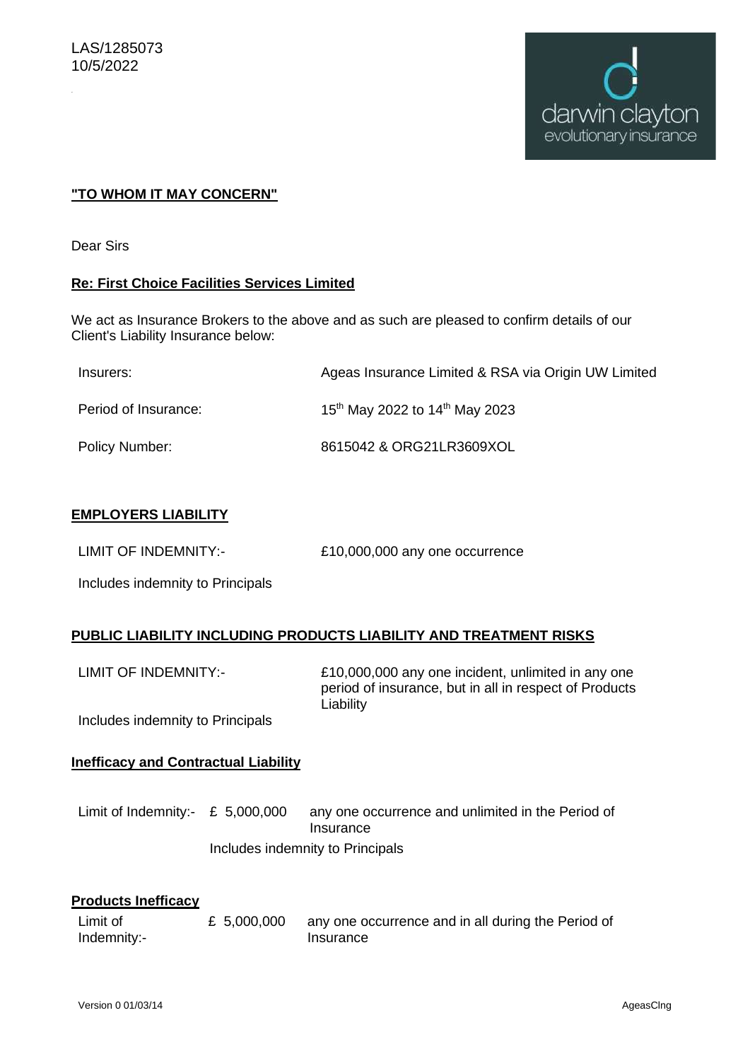LAS/1285073
10/5/2022

**"TO WHOM IT MAY CONCERN"**

Dear Sirs

**Re: First Choice Facilities Services Limited**

We act as Insurance Brokers to the above and as such are pleased to confirm details of our Client's Liability Insurance below:

| | |
|---|---|
| Insurers: | Ageas Insurance Limited & RSA via Origin UW Limited |
| Period of Insurance: | 15th May 2022 to 14th May 2023 |
| Policy Number: | 8615042 & ORG21LR3609XOL |

## EMPLOYERS LIABILITY

LIMIT OF INDEMNITY:- £10,000,000 any one occurrence

Includes indemnity to Principals

## PUBLIC LIABILITY INCLUDING PRODUCTS LIABILITY AND TREATMENT RISKS

LIMIT OF INDEMNITY:- £10,000,000 any one incident, unlimited in any one period of insurance, but in all in respect of Products Liability

Includes indemnity to Principals

## Inefficacy and Contractual Liability

Limit of Indemnity:- £ 5,000,000 any one occurrence and unlimited in the Period of Insurance

Includes indemnity to Principals

## Products Inefficacy

Limit of Indemnity:- £ 5,000,000 any one occurrence and in all during the Period of Insurance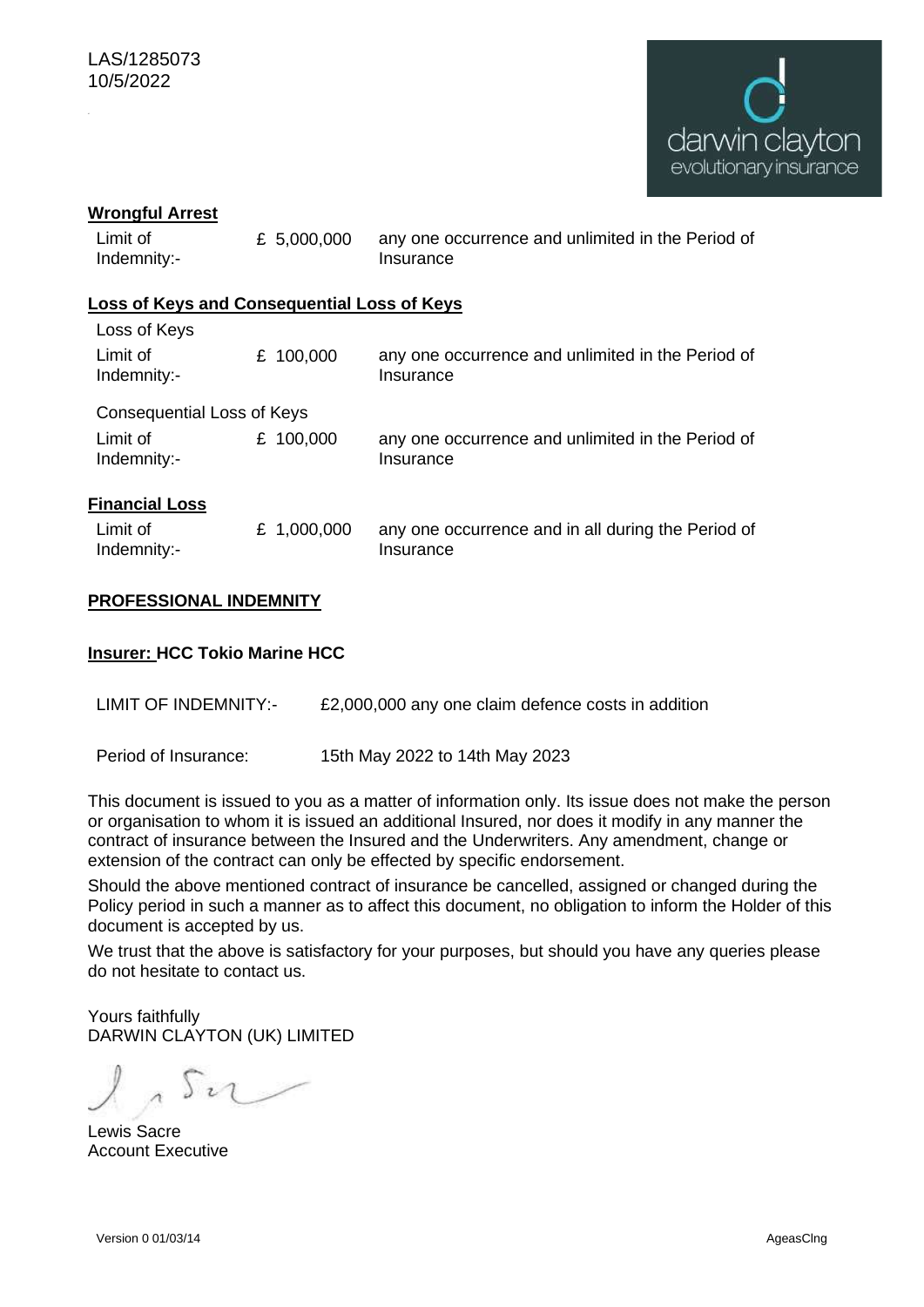LAS/1285073
10/5/2022

**Wrongful Arrest**

| | | |
|---|---|---|
| Limit of Indemnity:- | £ 5,000,000 | any one occurrence and unlimited in the Period of Insurance |

**Loss of Keys and Consequential Loss of Keys**

Loss of Keys

| | | |
|---|---|---|
| Limit of Indemnity:- | £ 100,000 | any one occurrence and unlimited in the Period of Insurance |

Consequential Loss of Keys

| | | |
|---|---|---|
| Limit of Indemnity:- | £ 100,000 | any one occurrence and unlimited in the Period of Insurance |

**Financial Loss**

| | | |
|---|---|---|
| Limit of Indemnity:- | £ 1,000,000 | any one occurrence and in all during the Period of Insurance |

**PROFESSIONAL INDEMNITY**

**Insurer: HCC Tokio Marine HCC**

| | |
|---|---|
| LIMIT OF INDEMNITY:- | £2,000,000 any one claim defence costs in addition |
| Period of Insurance: | 15th May 2022 to 14th May 2023 |

This document is issued to you as a matter of information only. Its issue does not make the person or organisation to whom it is issued an additional Insured, nor does it modify in any manner the contract of insurance between the Insured and the Underwriters. Any amendment, change or extension of the contract can only be effected by specific endorsement.

Should the above mentioned contract of insurance be cancelled, assigned or changed during the Policy period in such a manner as to affect this document, no obligation to inform the Holder of this document is accepted by us.

We trust that the above is satisfactory for your purposes, but should you have any queries please do not hesitate to contact us.

Yours faithfully
DARWIN CLAYTON (UK) LIMITED

Lewis Sacre
Account Executive

Version 0 01/03/14 AgeasClng